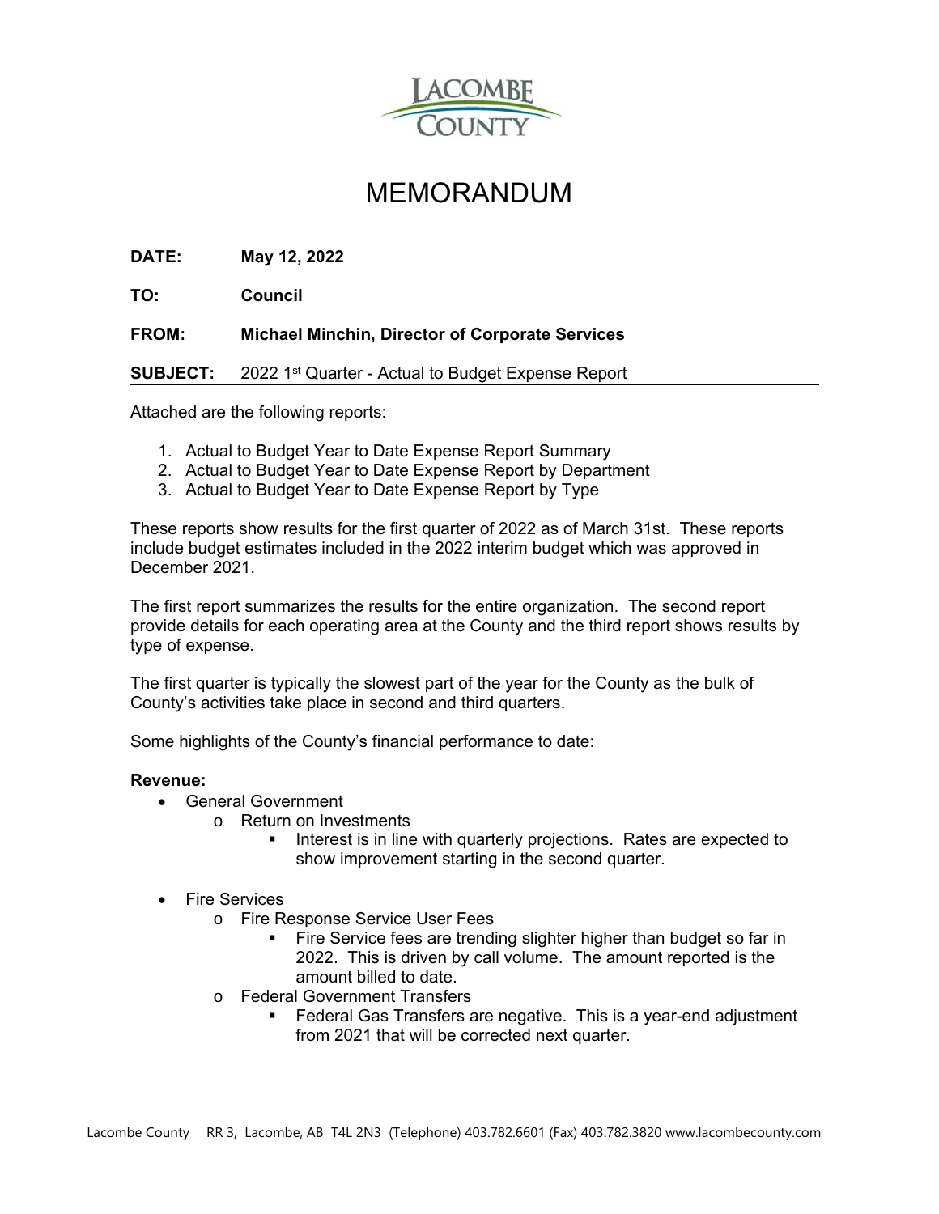# MEMORANDUM

**DATE:** **May 12, 2022**

**TO:** **Council**

**FROM:** **Michael Minchin, Director of Corporate Services**

**SUBJECT:** 2022 1st Quarter - Actual to Budget Expense Report

Attached are the following reports:

1. Actual to Budget Year to Date Expense Report Summary
2. Actual to Budget Year to Date Expense Report by Department
3. Actual to Budget Year to Date Expense Report by Type

These reports show results for the first quarter of 2022 as of March 31st. These reports include budget estimates included in the 2022 interim budget which was approved in December 2021.

The first report summarizes the results for the entire organization. The second report provide details for each operating area at the County and the third report shows results by type of expense.

The first quarter is typically the slowest part of the year for the County as the bulk of County's activities take place in second and third quarters.

Some highlights of the County's financial performance to date:

**Revenue:**

- General Government
  - Return on Investments
    - Interest is in line with quarterly projections. Rates are expected to show improvement starting in the second quarter.

- Fire Services
  - Fire Response Service User Fees
    - Fire Service fees are trending slighter higher than budget so far in 2022. This is driven by call volume. The amount reported is the amount billed to date.
  - Federal Government Transfers
    - Federal Gas Transfers are negative. This is a year-end adjustment from 2021 that will be corrected next quarter.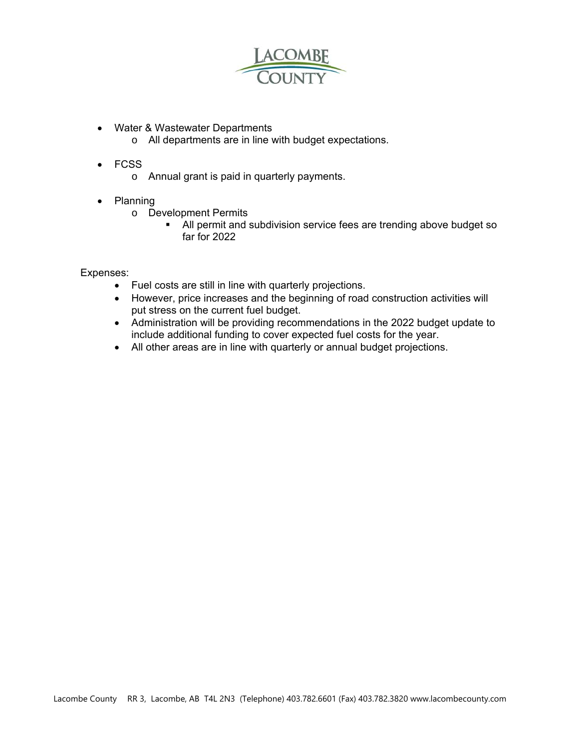- Water & Wastewater Departments
  - All departments are in line with budget expectations.

- FCSS
  - Annual grant is paid in quarterly payments.

- Planning
  - Development Permits
    - All permit and subdivision service fees are trending above budget so far for 2022

Expenses:

- Fuel costs are still in line with quarterly projections.
- However, price increases and the beginning of road construction activities will put stress on the current fuel budget.
- Administration will be providing recommendations in the 2022 budget update to include additional funding to cover expected fuel costs for the year.
- All other areas are in line with quarterly or annual budget projections.